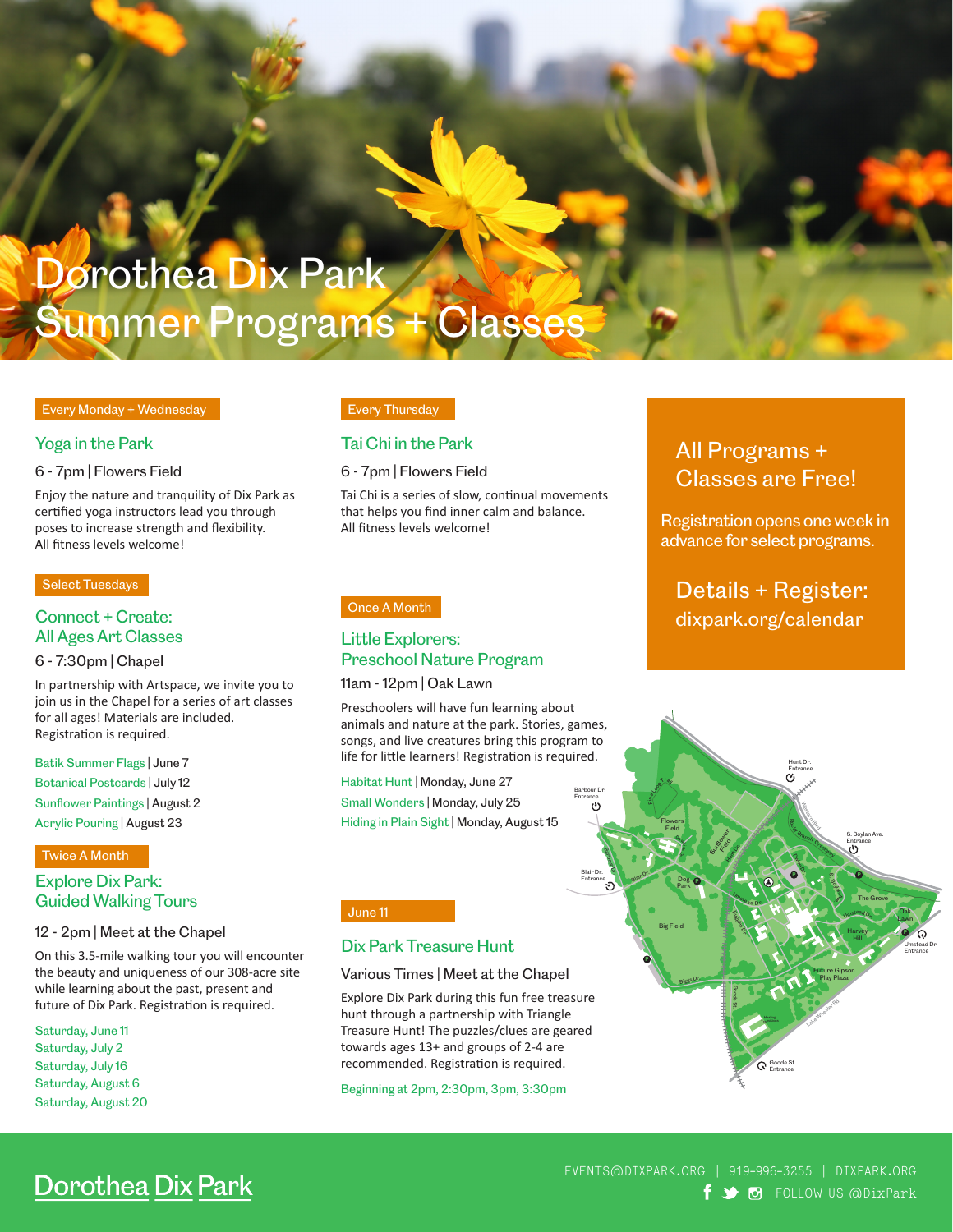# Dorothea Dix Park Summer Programs + Classes

Every Monday + Wednesday

## Yoga in the Park

6 - 7pm | Flowers Field

Enjoy the nature and tranquility of Dix Park as certified yoga instructors lead you through poses to increase strength and flexibility. All fitness levels welcome!

Select Tuesdays

## Connect + Create: All Ages Art Classes

6 - 7:30pm | Chapel

In partnership with Artspace, we invite you to join us in the Chapel for a series of art classes for all ages! Materials are included. Registration is required.

- Batik Summer Flags | June 7
- Botanical Postcards | July 12
- Sunflower Paintings | August 2
- Acrylic Pouring | August 23

Twice A Month

## Explore Dix Park: Guided Walking Tours

12 - 2pm | Meet at the Chapel

On this 3.5-mile walking tour you will encounter the beauty and uniqueness of our 308-acre site while learning about the past, present and future of Dix Park. Registration is required.

- Saturday, June 11
- Saturday, July 2
- Saturday, July 16
- Saturday, August 6
- Saturday, August 20

Every Thursday

## Tai Chi in the Park

6 - 7pm | Flowers Field

Tai Chi is a series of slow, continual movements that helps you find inner calm and balance. All fitness levels welcome!

Once A Month

## Little Explorers: Preschool Nature Program

11am - 12pm | Oak Lawn

Preschoolers will have fun learning about animals and nature at the park. Stories, games, songs, and live creatures bring this program to life for little learners! Registration is required.

- Habitat Hunt | Monday, June 27
- Small Wonders | Monday, July 25
- Hiding in Plain Sight | Monday, August 15

June 11

## Dix Park Treasure Hunt

Various Times | Meet at the Chapel

Explore Dix Park during this fun free treasure hunt through a partnership with Triangle Treasure Hunt! The puzzles/clues are geared towards ages 13+ and groups of 2-4 are recommended. Registration is required.

Beginning at 2pm, 2:30pm, 3pm, 3:30pm

## All Programs + Classes are Free!

Registration opens one week in advance for select programs.

## Details + Register:

dixpark.org/calendar

Dorothea Dix Park

EVENTS@DIXPARK.ORG | 919-996-3255 | DIXPARK.ORG

FOLLOW US @DixPark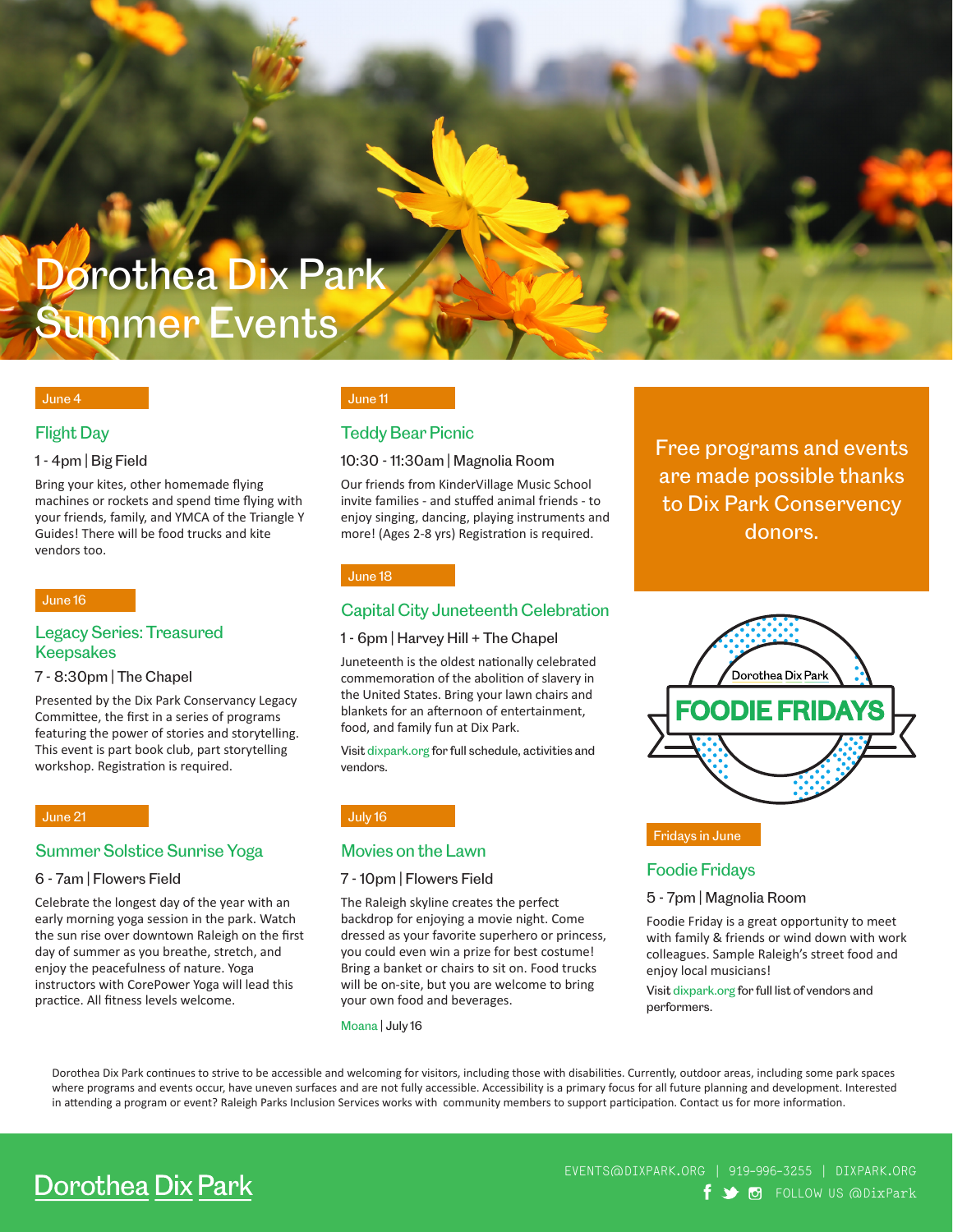# Dorothea Dix Park Summer Events

June 4

## Flight Day

1 - 4pm | Big Field

Bring your kites, other homemade flying machines or rockets and spend time flying with your friends, family, and YMCA of the Triangle Y Guides! There will be food trucks and kite vendors too.

June 16

## Legacy Series: Treasured Keepsakes

7 - 8:30pm | The Chapel

Presented by the Dix Park Conservancy Legacy Committee, the first in a series of programs featuring the power of stories and storytelling. This event is part book club, part storytelling workshop. Registration is required.

June 21

## Summer Solstice Sunrise Yoga

6 - 7am | Flowers Field

Celebrate the longest day of the year with an early morning yoga session in the park. Watch the sun rise over downtown Raleigh on the first day of summer as you breathe, stretch, and enjoy the peacefulness of nature. Yoga instructors with CorePower Yoga will lead this practice. All fitness levels welcome.

June 11

## Teddy Bear Picnic

10:30 - 11:30am | Magnolia Room

Our friends from KinderVillage Music School invite families - and stuffed animal friends - to enjoy singing, dancing, playing instruments and more! (Ages 2-8 yrs) Registration is required.

June 18

## Capital City Juneteenth Celebration

1 - 6pm | Harvey Hill + The Chapel

Juneteenth is the oldest nationally celebrated commemoration of the abolition of slavery in the United States. Bring your lawn chairs and blankets for an afternoon of entertainment, food, and family fun at Dix Park.

Visit dixpark.org for full schedule, activities and vendors.

July 16

## Movies on the Lawn

7 - 10pm | Flowers Field

The Raleigh skyline creates the perfect backdrop for enjoying a movie night. Come dressed as your favorite superhero or princess, you could even win a prize for best costume! Bring a banket or chairs to sit on. Food trucks will be on-site, but you are welcome to bring your own food and beverages.

Moana | July 16

Free programs and events are made possible thanks to Dix Park Conservancy donors.

Dorothea Dix Park FOODIE FRIDAYS

Fridays in June

## Foodie Fridays

5 - 7pm | Magnolia Room

Foodie Friday is a great opportunity to meet with family & friends or wind down with work colleagues. Sample Raleigh's street food and enjoy local musicians!

Visit dixpark.org for full list of vendors and performers.

Dorothea Dix Park continues to strive to be accessible and welcoming for visitors, including those with disabilities. Currently, outdoor areas, including some park spaces where programs and events occur, have uneven surfaces and are not fully accessible. Accessibility is a primary focus for all future planning and development. Interested in attending a program or event? Raleigh Parks Inclusion Services works with community members to support participation. Contact us for more information.

Dorothea Dix Park

EVENTS@DIXPARK.ORG | 919-996-3255 | DIXPARK.ORG

FOLLOW US @DixPark